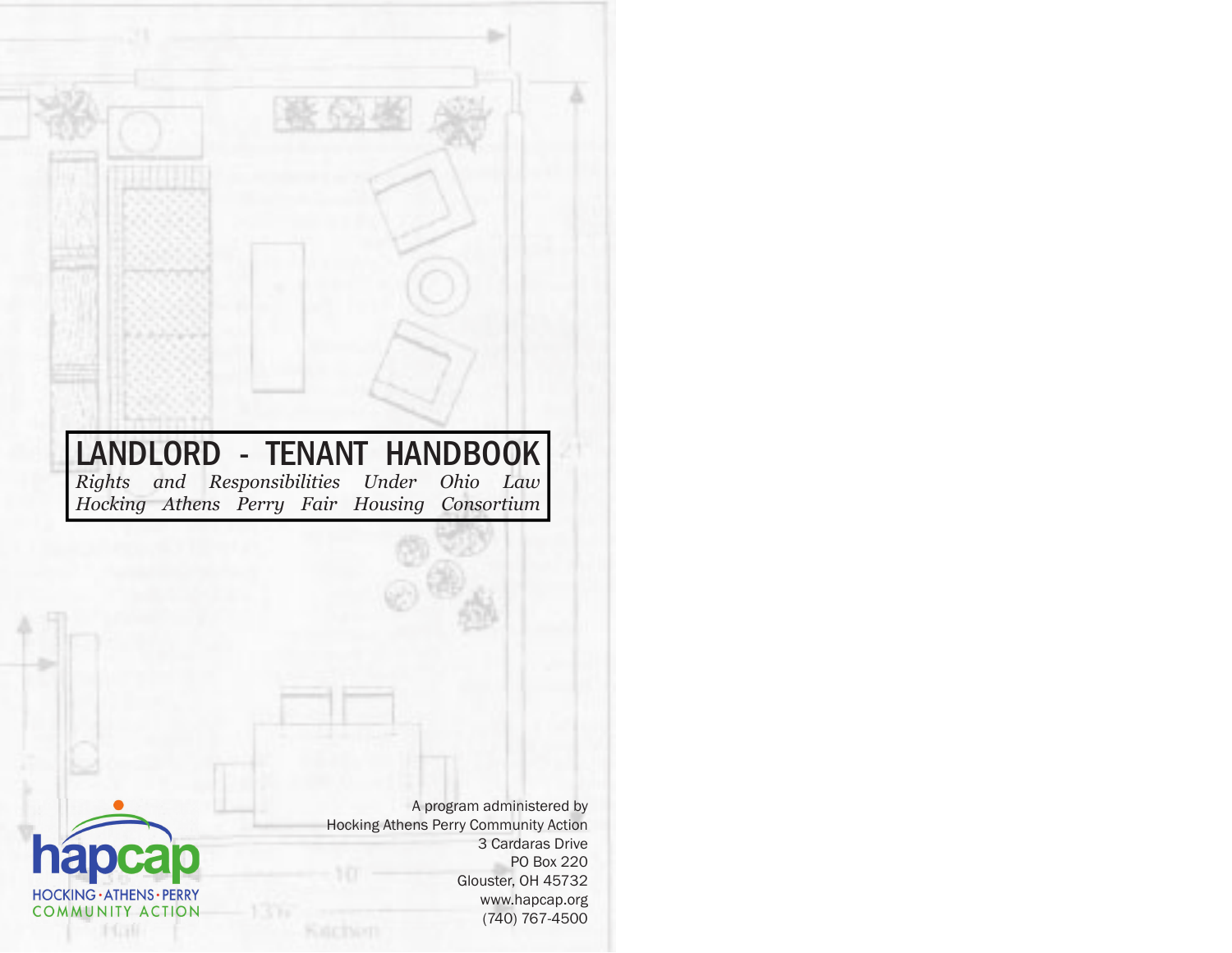# LANDLORD - TENANT HANDBOOK

*Rights and Responsibilities Under Ohio Law*

*Hocking Athens Perry Fair Housing Consortium*

hapcap

HOCKING · ATHENS · PERRY
COMMUNITY ACTION

A program administered by
Hocking Athens Perry Community Action
3 Cardaras Drive
PO Box 220
Glouster, OH 45732
www.hapcap.org
(740) 767-4500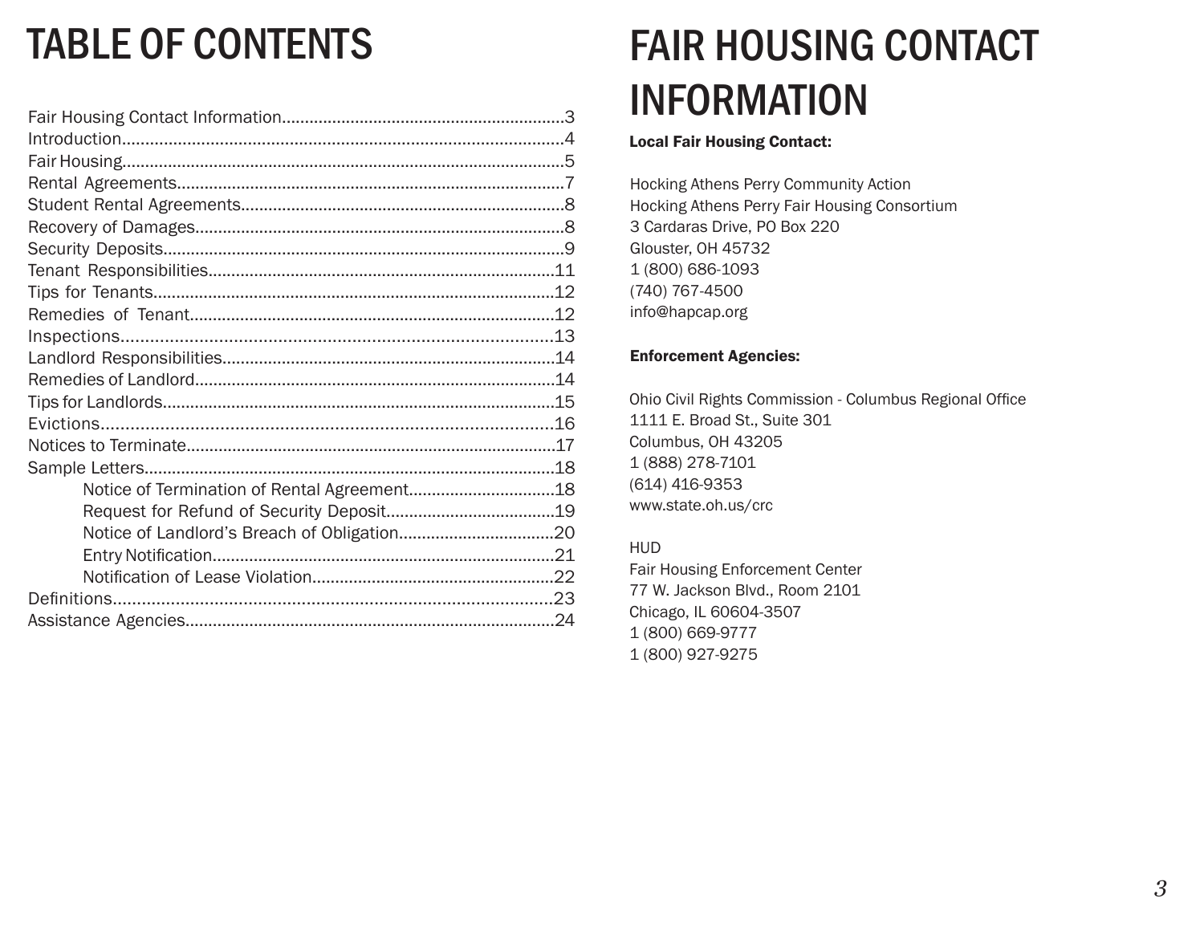# TABLE OF CONTENTS

Fair Housing Contact Information....................3
Introduction....................4
Fair Housing....................5
Rental Agreements....................7
Student Rental Agreements....................8
Recovery of Damages....................8
Security Deposits....................9
Tenant Responsibilities....................11
Tips for Tenants....................12
Remedies of Tenant....................12
Inspections....................13
Landlord Responsibilities....................14
Remedies of Landlord....................14
Tips for Landlords....................15
Evictions....................16
Notices to Terminate....................17
Sample Letters....................18
- Notice of Termination of Rental Agreement....................18
- Request for Refund of Security Deposit....................19
- Notice of Landlord's Breach of Obligation....................20
- Entry Notification....................21
- Notification of Lease Violation....................22

Definitions....................23
Assistance Agencies....................24

# FAIR HOUSING CONTACT INFORMATION

**Local Fair Housing Contact:**

Hocking Athens Perry Community Action
Hocking Athens Perry Fair Housing Consortium
3 Cardaras Drive, PO Box 220
Glouster, OH 45732
1 (800) 686-1093
(740) 767-4500
info@hapcap.org

**Enforcement Agencies:**

Ohio Civil Rights Commission - Columbus Regional Office
1111 E. Broad St., Suite 301
Columbus, OH 43205
1 (888) 278-7101
(614) 416-9353
www.state.oh.us/crc

HUD
Fair Housing Enforcement Center
77 W. Jackson Blvd., Room 2101
Chicago, IL 60604-3507
1 (800) 669-9777
1 (800) 927-9275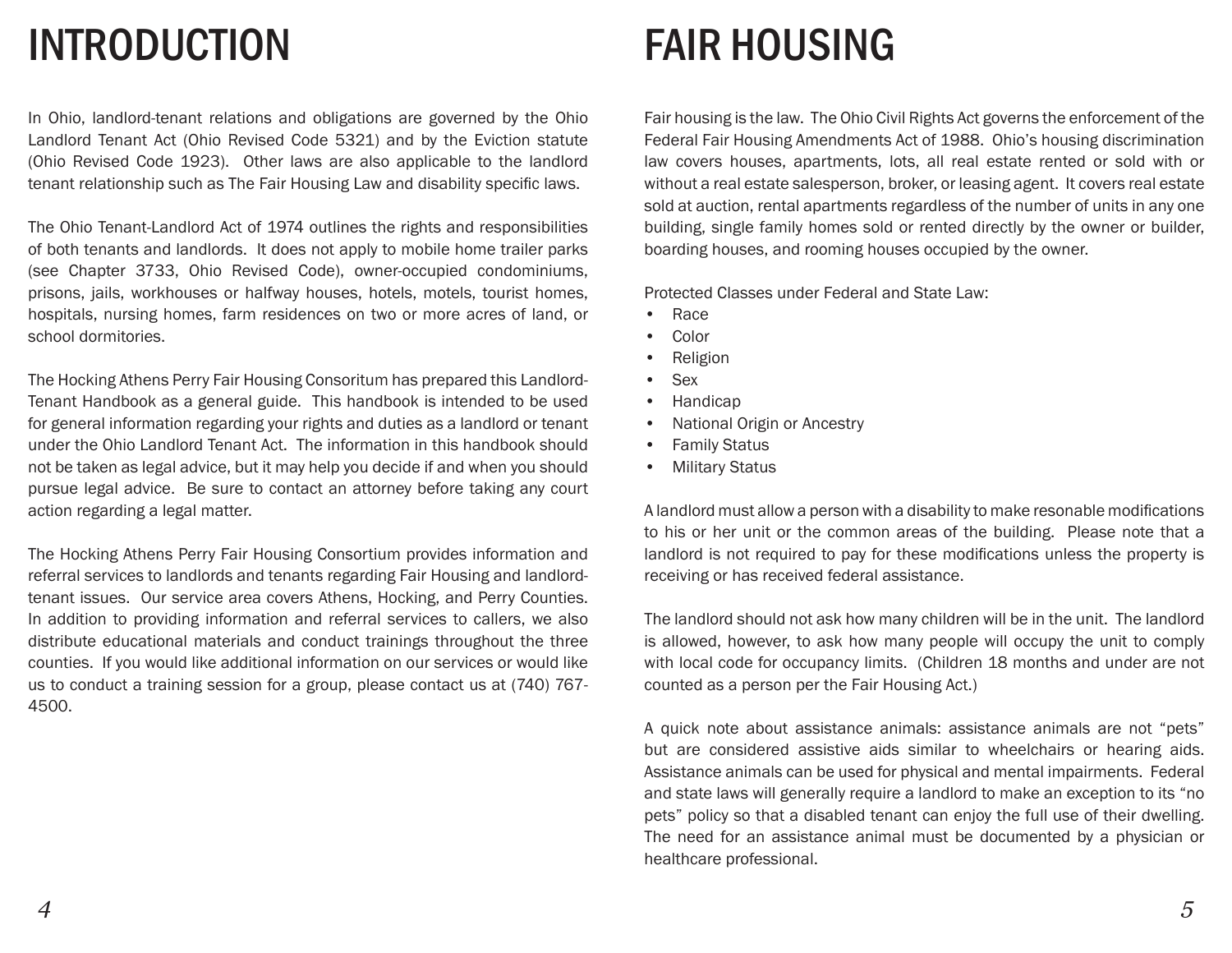# INTRODUCTION

In Ohio, landlord-tenant relations and obligations are governed by the Ohio Landlord Tenant Act (Ohio Revised Code 5321) and by the Eviction statute (Ohio Revised Code 1923). Other laws are also applicable to the landlord tenant relationship such as The Fair Housing Law and disability specific laws.

The Ohio Tenant-Landlord Act of 1974 outlines the rights and responsibilities of both tenants and landlords. It does not apply to mobile home trailer parks (see Chapter 3733, Ohio Revised Code), owner-occupied condominiums, prisons, jails, workhouses or halfway houses, hotels, motels, tourist homes, hospitals, nursing homes, farm residences on two or more acres of land, or school dormitories.

The Hocking Athens Perry Fair Housing Consoritum has prepared this Landlord-Tenant Handbook as a general guide. This handbook is intended to be used for general information regarding your rights and duties as a landlord or tenant under the Ohio Landlord Tenant Act. The information in this handbook should not be taken as legal advice, but it may help you decide if and when you should pursue legal advice. Be sure to contact an attorney before taking any court action regarding a legal matter.

The Hocking Athens Perry Fair Housing Consortium provides information and referral services to landlords and tenants regarding Fair Housing and landlord-tenant issues. Our service area covers Athens, Hocking, and Perry Counties. In addition to providing information and referral services to callers, we also distribute educational materials and conduct trainings throughout the three counties. If you would like additional information on our services or would like us to conduct a training session for a group, please contact us at (740) 767-4500.

# FAIR HOUSING

Fair housing is the law. The Ohio Civil Rights Act governs the enforcement of the Federal Fair Housing Amendments Act of 1988. Ohio's housing discrimination law covers houses, apartments, lots, all real estate rented or sold with or without a real estate salesperson, broker, or leasing agent. It covers real estate sold at auction, rental apartments regardless of the number of units in any one building, single family homes sold or rented directly by the owner or builder, boarding houses, and rooming houses occupied by the owner.

Protected Classes under Federal and State Law:

- Race
- Color
- Religion
- Sex
- Handicap
- National Origin or Ancestry
- Family Status
- Military Status

A landlord must allow a person with a disability to make resonable modifications to his or her unit or the common areas of the building. Please note that a landlord is not required to pay for these modifications unless the property is receiving or has received federal assistance.

The landlord should not ask how many children will be in the unit. The landlord is allowed, however, to ask how many people will occupy the unit to comply with local code for occupancy limits. (Children 18 months and under are not counted as a person per the Fair Housing Act.)

A quick note about assistance animals: assistance animals are not "pets" but are considered assistive aids similar to wheelchairs or hearing aids. Assistance animals can be used for physical and mental impairments. Federal and state laws will generally require a landlord to make an exception to its "no pets" policy so that a disabled tenant can enjoy the full use of their dwelling. The need for an assistance animal must be documented by a physician or healthcare professional.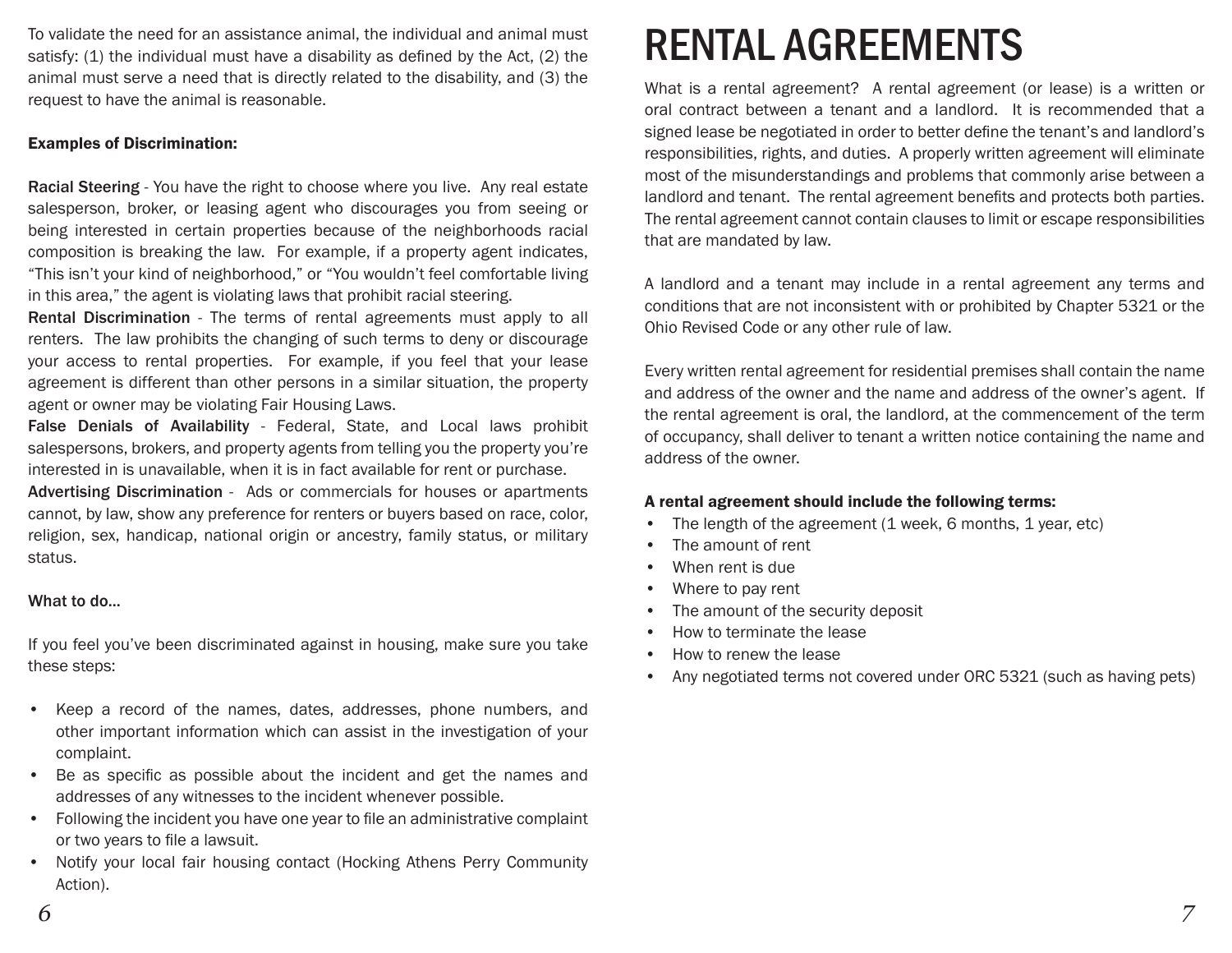To validate the need for an assistance animal, the individual and animal must satisfy: (1) the individual must have a disability as defined by the Act, (2) the animal must serve a need that is directly related to the disability, and (3) the request to have the animal is reasonable.

**Examples of Discrimination:**

**Racial Steering** - You have the right to choose where you live. Any real estate salesperson, broker, or leasing agent who discourages you from seeing or being interested in certain properties because of the neighborhoods racial composition is breaking the law. For example, if a property agent indicates, "This isn't your kind of neighborhood," or "You wouldn't feel comfortable living in this area," the agent is violating laws that prohibit racial steering.

**Rental Discrimination** - The terms of rental agreements must apply to all renters. The law prohibits the changing of such terms to deny or discourage your access to rental properties. For example, if you feel that your lease agreement is different than other persons in a similar situation, the property agent or owner may be violating Fair Housing Laws.

**False Denials of Availability** - Federal, State, and Local laws prohibit salespersons, brokers, and property agents from telling you the property you're interested in is unavailable, when it is in fact available for rent or purchase.

**Advertising Discrimination** - Ads or commercials for houses or apartments cannot, by law, show any preference for renters or buyers based on race, color, religion, sex, handicap, national origin or ancestry, family status, or military status.

**What to do...**

If you feel you've been discriminated against in housing, make sure you take these steps:

- Keep a record of the names, dates, addresses, phone numbers, and other important information which can assist in the investigation of your complaint.
- Be as specific as possible about the incident and get the names and addresses of any witnesses to the incident whenever possible.
- Following the incident you have one year to file an administrative complaint or two years to file a lawsuit.
- Notify your local fair housing contact (Hocking Athens Perry Community Action).

# RENTAL AGREEMENTS

What is a rental agreement? A rental agreement (or lease) is a written or oral contract between a tenant and a landlord. It is recommended that a signed lease be negotiated in order to better define the tenant's and landlord's responsibilities, rights, and duties. A properly written agreement will eliminate most of the misunderstandings and problems that commonly arise between a landlord and tenant. The rental agreement benefits and protects both parties. The rental agreement cannot contain clauses to limit or escape responsibilities that are mandated by law.

A landlord and a tenant may include in a rental agreement any terms and conditions that are not inconsistent with or prohibited by Chapter 5321 or the Ohio Revised Code or any other rule of law.

Every written rental agreement for residential premises shall contain the name and address of the owner and the name and address of the owner's agent. If the rental agreement is oral, the landlord, at the commencement of the term of occupancy, shall deliver to tenant a written notice containing the name and address of the owner.

**A rental agreement should include the following terms:**

- The length of the agreement (1 week, 6 months, 1 year, etc)
- The amount of rent
- When rent is due
- Where to pay rent
- The amount of the security deposit
- How to terminate the lease
- How to renew the lease
- Any negotiated terms not covered under ORC 5321 (such as having pets)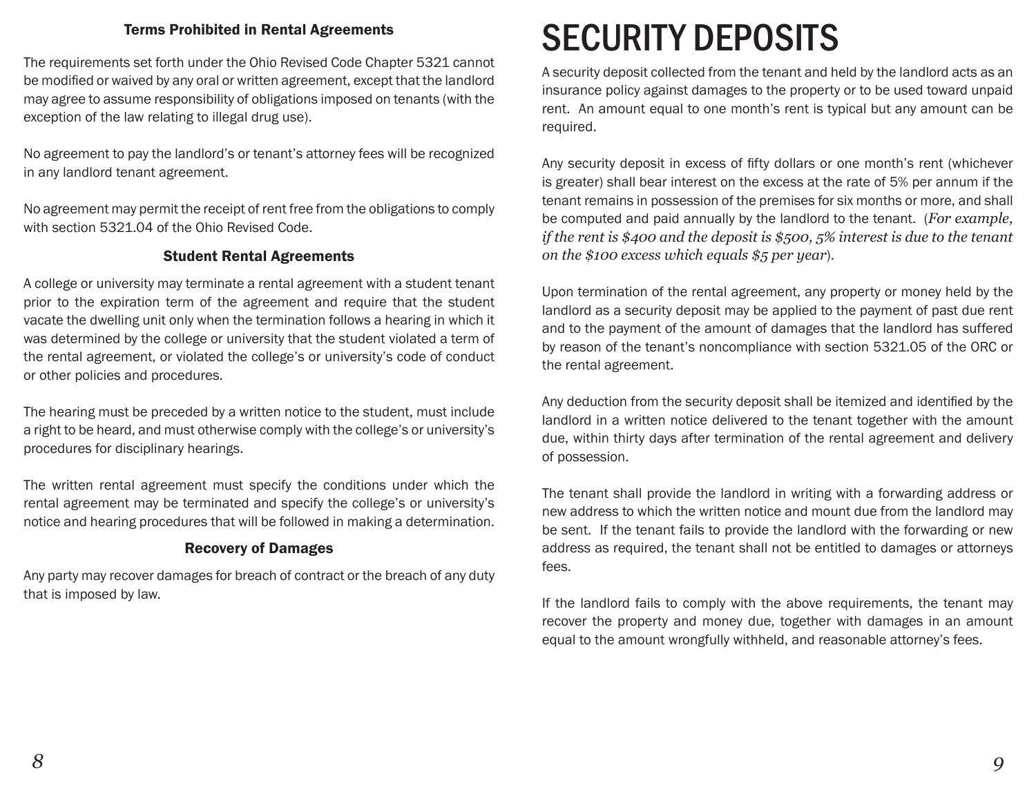### Terms Prohibited in Rental Agreements

The requirements set forth under the Ohio Revised Code Chapter 5321 cannot be modified or waived by any oral or written agreement, except that the landlord may agree to assume responsibility of obligations imposed on tenants (with the exception of the law relating to illegal drug use).

No agreement to pay the landlord's or tenant's attorney fees will be recognized in any landlord tenant agreement.

No agreement may permit the receipt of rent free from the obligations to comply with section 5321.04 of the Ohio Revised Code.

### Student Rental Agreements

A college or university may terminate a rental agreement with a student tenant prior to the expiration term of the agreement and require that the student vacate the dwelling unit only when the termination follows a hearing in which it was determined by the college or university that the student violated a term of the rental agreement, or violated the college's or university's code of conduct or other policies and procedures.

The hearing must be preceded by a written notice to the student, must include a right to be heard, and must otherwise comply with the college's or university's procedures for disciplinary hearings.

The written rental agreement must specify the conditions under which the rental agreement may be terminated and specify the college's or university's notice and hearing procedures that will be followed in making a determination.

### Recovery of Damages

Any party may recover damages for breach of contract or the breach of any duty that is imposed by law.

# SECURITY DEPOSITS

A security deposit collected from the tenant and held by the landlord acts as an insurance policy against damages to the property or to be used toward unpaid rent. An amount equal to one month's rent is typical but any amount can be required.

Any security deposit in excess of fifty dollars or one month's rent (whichever is greater) shall bear interest on the excess at the rate of 5% per annum if the tenant remains in possession of the premises for six months or more, and shall be computed and paid annually by the landlord to the tenant. (*For example, if the rent is $400 and the deposit is $500, 5% interest is due to the tenant on the $100 excess which equals $5 per year*).

Upon termination of the rental agreement, any property or money held by the landlord as a security deposit may be applied to the payment of past due rent and to the payment of the amount of damages that the landlord has suffered by reason of the tenant's noncompliance with section 5321.05 of the ORC or the rental agreement.

Any deduction from the security deposit shall be itemized and identified by the landlord in a written notice delivered to the tenant together with the amount due, within thirty days after termination of the rental agreement and delivery of possession.

The tenant shall provide the landlord in writing with a forwarding address or new address to which the written notice and mount due from the landlord may be sent. If the tenant fails to provide the landlord with the forwarding or new address as required, the tenant shall not be entitled to damages or attorneys fees.

If the landlord fails to comply with the above requirements, the tenant may recover the property and money due, together with damages in an amount equal to the amount wrongfully withheld, and reasonable attorney's fees.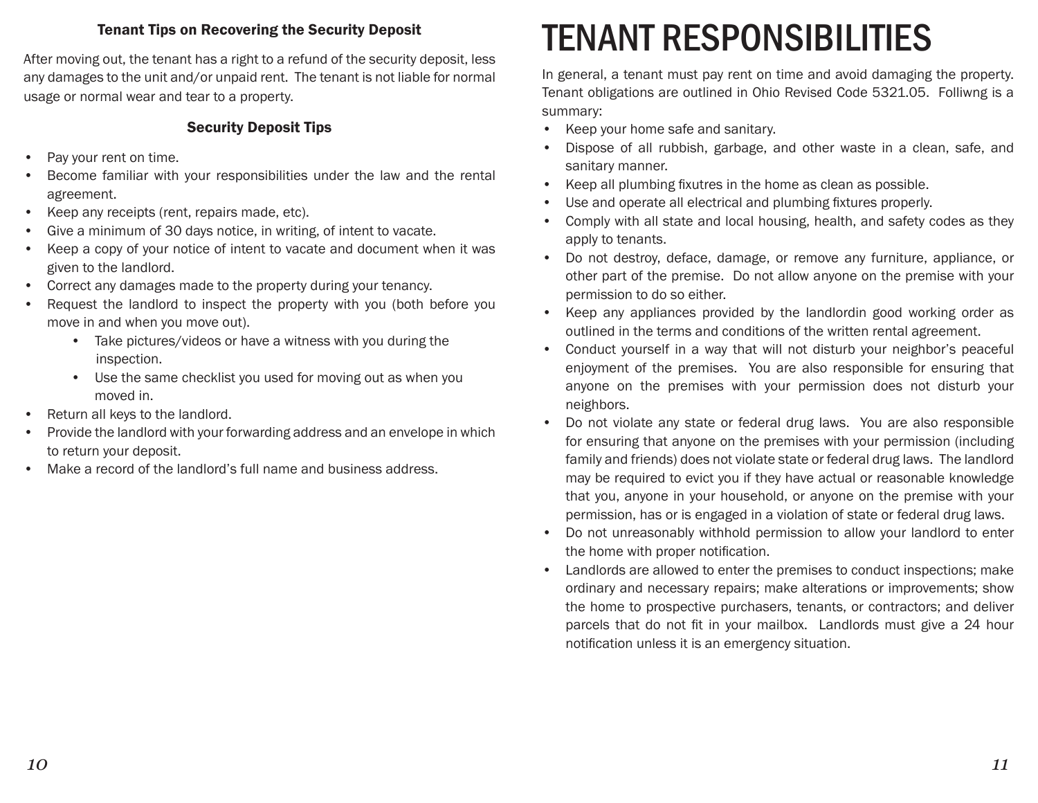### Tenant Tips on Recovering the Security Deposit

After moving out, the tenant has a right to a refund of the security deposit, less any damages to the unit and/or unpaid rent. The tenant is not liable for normal usage or normal wear and tear to a property.

### Security Deposit Tips

- Pay your rent on time.
- Become familiar with your responsibilities under the law and the rental agreement.
- Keep any receipts (rent, repairs made, etc).
- Give a minimum of 30 days notice, in writing, of intent to vacate.
- Keep a copy of your notice of intent to vacate and document when it was given to the landlord.
- Correct any damages made to the property during your tenancy.
- Request the landlord to inspect the property with you (both before you move in and when you move out).
  - Take pictures/videos or have a witness with you during the inspection.
  - Use the same checklist you used for moving out as when you moved in.
- Return all keys to the landlord.
- Provide the landlord with your forwarding address and an envelope in which to return your deposit.
- Make a record of the landlord's full name and business address.

# TENANT RESPONSIBILITIES

In general, a tenant must pay rent on time and avoid damaging the property. Tenant obligations are outlined in Ohio Revised Code 5321.05. Folliwng is a summary:

- Keep your home safe and sanitary.
- Dispose of all rubbish, garbage, and other waste in a clean, safe, and sanitary manner.
- Keep all plumbing fixutres in the home as clean as possible.
- Use and operate all electrical and plumbing fixtures properly.
- Comply with all state and local housing, health, and safety codes as they apply to tenants.
- Do not destroy, deface, damage, or remove any furniture, appliance, or other part of the premise. Do not allow anyone on the premise with your permission to do so either.
- Keep any appliances provided by the landlordin good working order as outlined in the terms and conditions of the written rental agreement.
- Conduct yourself in a way that will not disturb your neighbor's peaceful enjoyment of the premises. You are also responsible for ensuring that anyone on the premises with your permission does not disturb your neighbors.
- Do not violate any state or federal drug laws. You are also responsible for ensuring that anyone on the premises with your permission (including family and friends) does not violate state or federal drug laws. The landlord may be required to evict you if they have actual or reasonable knowledge that you, anyone in your household, or anyone on the premise with your permission, has or is engaged in a violation of state or federal drug laws.
- Do not unreasonably withhold permission to allow your landlord to enter the home with proper notification.
- Landlords are allowed to enter the premises to conduct inspections; make ordinary and necessary repairs; make alterations or improvements; show the home to prospective purchasers, tenants, or contractors; and deliver parcels that do not fit in your mailbox. Landlords must give a 24 hour notification unless it is an emergency situation.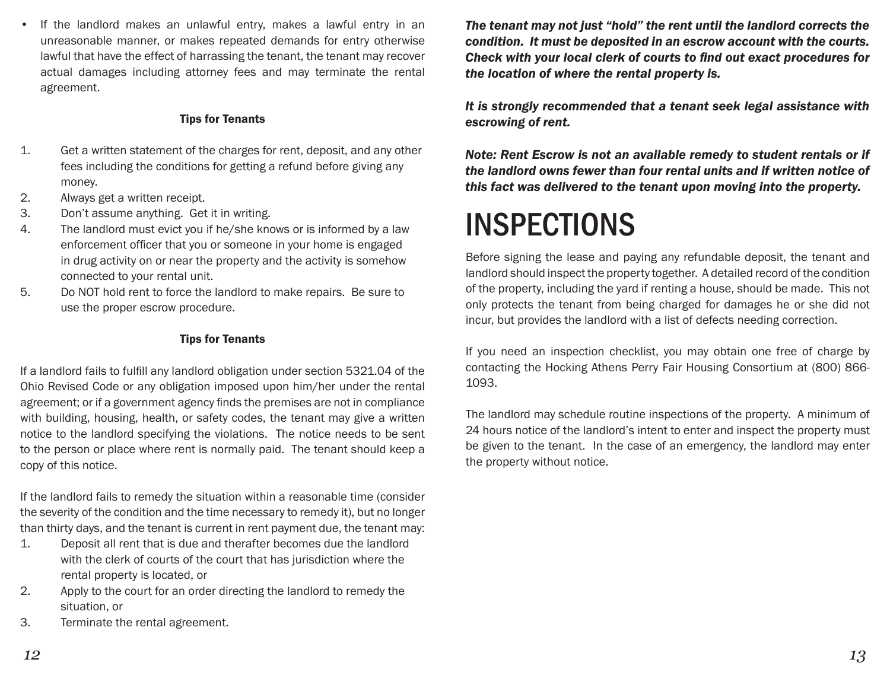- If the landlord makes an unlawful entry, makes a lawful entry in an unreasonable manner, or makes repeated demands for entry otherwise lawful that have the effect of harrassing the tenant, the tenant may recover actual damages including attorney fees and may terminate the rental agreement.

**Tips for Tenants**

1. Get a written statement of the charges for rent, deposit, and any other fees including the conditions for getting a refund before giving any money.
2. Always get a written receipt.
3. Don't assume anything. Get it in writing.
4. The landlord must evict you if he/she knows or is informed by a law enforcement officer that you or someone in your home is engaged in drug activity on or near the property and the activity is somehow connected to your rental unit.
5. Do NOT hold rent to force the landlord to make repairs. Be sure to use the proper escrow procedure.

**Tips for Tenants**

If a landlord fails to fulfill any landlord obligation under section 5321.04 of the Ohio Revised Code or any obligation imposed upon him/her under the rental agreement; or if a government agency finds the premises are not in compliance with building, housing, health, or safety codes, the tenant may give a written notice to the landlord specifying the violations. The notice needs to be sent to the person or place where rent is normally paid. The tenant should keep a copy of this notice.

If the landlord fails to remedy the situation within a reasonable time (consider the severity of the condition and the time necessary to remedy it), but no longer than thirty days, and the tenant is current in rent payment due, the tenant may:

1. Deposit all rent that is due and therafter becomes due the landlord with the clerk of courts of the court that has jurisdiction where the rental property is located, or
2. Apply to the court for an order directing the landlord to remedy the situation, or
3. Terminate the rental agreement.

***The tenant may not just "hold" the rent until the landlord corrects the condition. It must be deposited in an escrow account with the courts. Check with your local clerk of courts to find out exact procedures for the location of where the rental property is.***

***It is strongly recommended that a tenant seek legal assistance with escrowing of rent.***

***Note: Rent Escrow is not an available remedy to student rentals or if the landlord owns fewer than four rental units and if written notice of this fact was delivered to the tenant upon moving into the property.***

# INSPECTIONS

Before signing the lease and paying any refundable deposit, the tenant and landlord should inspect the property together. A detailed record of the condition of the property, including the yard if renting a house, should be made. This not only protects the tenant from being charged for damages he or she did not incur, but provides the landlord with a list of defects needing correction.

If you need an inspection checklist, you may obtain one free of charge by contacting the Hocking Athens Perry Fair Housing Consortium at (800) 866-1093.

The landlord may schedule routine inspections of the property. A minimum of 24 hours notice of the landlord's intent to enter and inspect the property must be given to the tenant. In the case of an emergency, the landlord may enter the property without notice.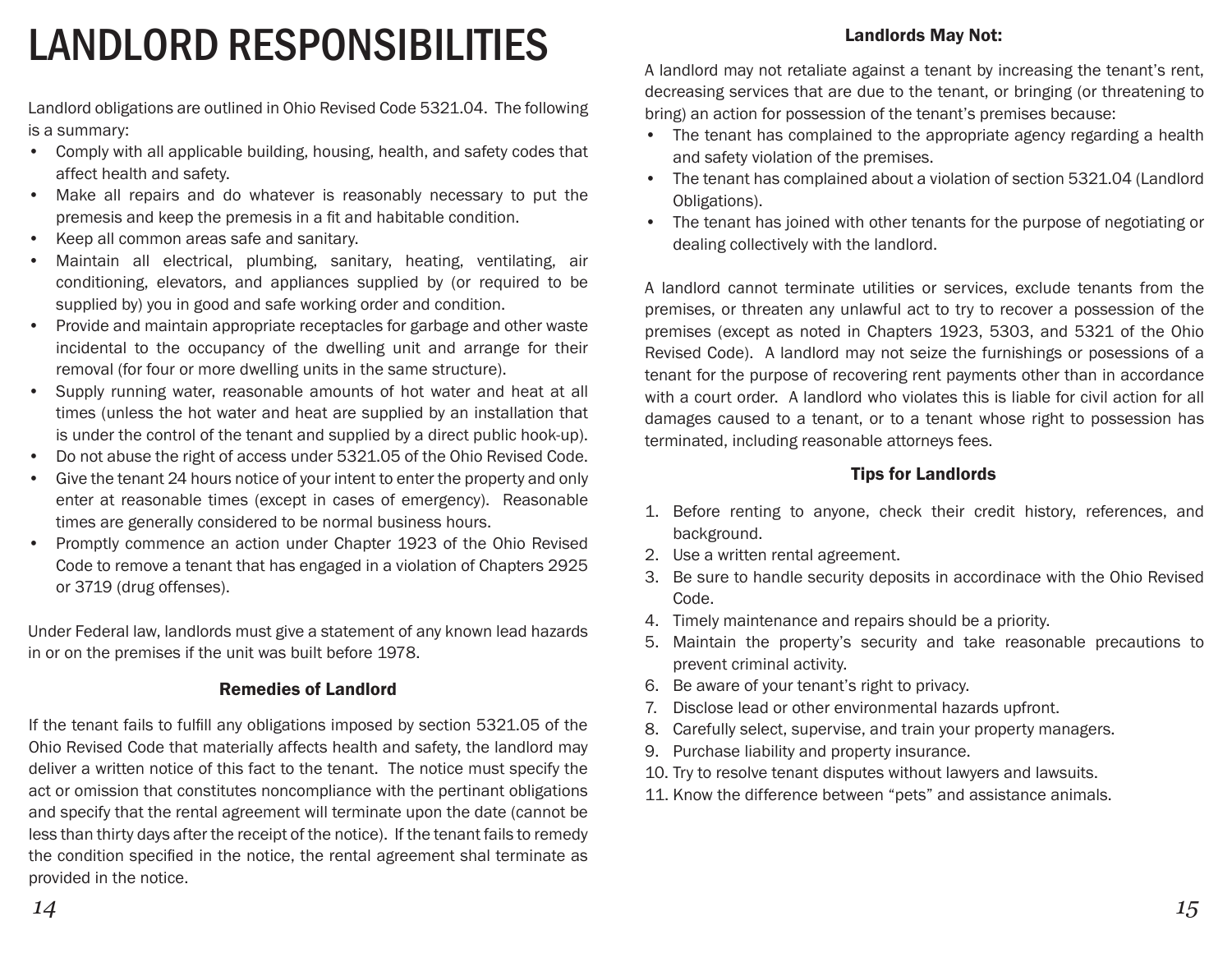# LANDLORD RESPONSIBILITIES

Landlord obligations are outlined in Ohio Revised Code 5321.04. The following is a summary:

- Comply with all applicable building, housing, health, and safety codes that affect health and safety.
- Make all repairs and do whatever is reasonably necessary to put the premesis and keep the premesis in a fit and habitable condition.
- Keep all common areas safe and sanitary.
- Maintain all electrical, plumbing, sanitary, heating, ventilating, air conditioning, elevators, and appliances supplied by (or required to be supplied by) you in good and safe working order and condition.
- Provide and maintain appropriate receptacles for garbage and other waste incidental to the occupancy of the dwelling unit and arrange for their removal (for four or more dwelling units in the same structure).
- Supply running water, reasonable amounts of hot water and heat at all times (unless the hot water and heat are supplied by an installation that is under the control of the tenant and supplied by a direct public hook-up).
- Do not abuse the right of access under 5321.05 of the Ohio Revised Code.
- Give the tenant 24 hours notice of your intent to enter the property and only enter at reasonable times (except in cases of emergency). Reasonable times are generally considered to be normal business hours.
- Promptly commence an action under Chapter 1923 of the Ohio Revised Code to remove a tenant that has engaged in a violation of Chapters 2925 or 3719 (drug offenses).

Under Federal law, landlords must give a statement of any known lead hazards in or on the premises if the unit was built before 1978.

### Remedies of Landlord

If the tenant fails to fulfill any obligations imposed by section 5321.05 of the Ohio Revised Code that materially affects health and safety, the landlord may deliver a written notice of this fact to the tenant. The notice must specify the act or omission that constitutes noncompliance with the pertinant obligations and specify that the rental agreement will terminate upon the date (cannot be less than thirty days after the receipt of the notice). If the tenant fails to remedy the condition specified in the notice, the rental agreement shal terminate as provided in the notice.

### Landlords May Not:

A landlord may not retaliate against a tenant by increasing the tenant's rent, decreasing services that are due to the tenant, or bringing (or threatening to bring) an action for possession of the tenant's premises because:

- The tenant has complained to the appropriate agency regarding a health and safety violation of the premises.
- The tenant has complained about a violation of section 5321.04 (Landlord Obligations).
- The tenant has joined with other tenants for the purpose of negotiating or dealing collectively with the landlord.

A landlord cannot terminate utilities or services, exclude tenants from the premises, or threaten any unlawful act to try to recover a possession of the premises (except as noted in Chapters 1923, 5303, and 5321 of the Ohio Revised Code). A landlord may not seize the furnishings or posessions of a tenant for the purpose of recovering rent payments other than in accordance with a court order. A landlord who violates this is liable for civil action for all damages caused to a tenant, or to a tenant whose right to possession has terminated, including reasonable attorneys fees.

### Tips for Landlords

1. Before renting to anyone, check their credit history, references, and background.
2. Use a written rental agreement.
3. Be sure to handle security deposits in accordinace with the Ohio Revised Code.
4. Timely maintenance and repairs should be a priority.
5. Maintain the property's security and take reasonable precautions to prevent criminal activity.
6. Be aware of your tenant's right to privacy.
7. Disclose lead or other environmental hazards upfront.
8. Carefully select, supervise, and train your property managers.
9. Purchase liability and property insurance.
10. Try to resolve tenant disputes without lawyers and lawsuits.
11. Know the difference between "pets" and assistance animals.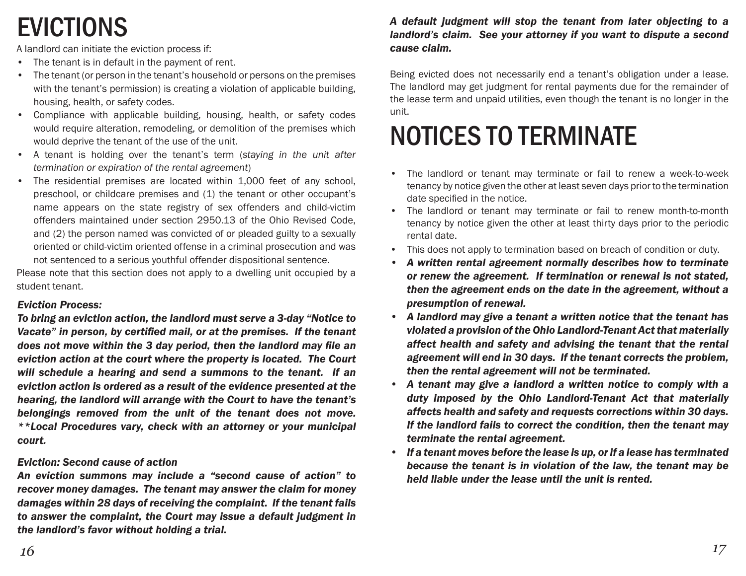# EVICTIONS

A landlord can initiate the eviction process if:

- The tenant is in default in the payment of rent.
- The tenant (or person in the tenant's household or persons on the premises with the tenant's permission) is creating a violation of applicable building, housing, health, or safety codes.
- Compliance with applicable building, housing, health, or safety codes would require alteration, remodeling, or demolition of the premises which would deprive the tenant of the use of the unit.
- A tenant is holding over the tenant's term (*staying in the unit after termination or expiration of the rental agreement*)
- The residential premises are located within 1,000 feet of any school, preschool, or childcare premises and (1) the tenant or other occupant's name appears on the state registry of sex offenders and child-victim offenders maintained under section 2950.13 of the Ohio Revised Code, and (2) the person named was convicted of or pleaded guilty to a sexually oriented or child-victim oriented offense in a criminal prosecution and was not sentenced to a serious youthful offender dispositional sentence.

Please note that this section does not apply to a dwelling unit occupied by a student tenant.

***Eviction Process:***

***To bring an eviction action, the landlord must serve a 3-day "Notice to Vacate" in person, by certified mail, or at the premises. If the tenant does not move within the 3 day period, then the landlord may file an eviction action at the court where the property is located. The Court will schedule a hearing and send a summons to the tenant. If an eviction action is ordered as a result of the evidence presented at the hearing, the landlord will arrange with the Court to have the tenant's belongings removed from the unit of the tenant does not move. **Local Procedures vary, check with an attorney or your municipal court.***

***Eviction: Second cause of action***

***An eviction summons may include a "second cause of action" to recover money damages. The tenant may answer the claim for money damages within 28 days of receiving the complaint. If the tenant fails to answer the complaint, the Court may issue a default judgment in the landlord's favor without holding a trial.***

***A default judgment will stop the tenant from later objecting to a landlord's claim. See your attorney if you want to dispute a second cause claim.***

Being evicted does not necessarily end a tenant's obligation under a lease. The landlord may get judgment for rental payments due for the remainder of the lease term and unpaid utilities, even though the tenant is no longer in the unit.

# NOTICES TO TERMINATE

- The landlord or tenant may terminate or fail to renew a week-to-week tenancy by notice given the other at least seven days prior to the termination date specified in the notice.
- The landlord or tenant may terminate or fail to renew month-to-month tenancy by notice given the other at least thirty days prior to the periodic rental date.
- This does not apply to termination based on breach of condition or duty.
- ***A written rental agreement normally describes how to terminate or renew the agreement. If termination or renewal is not stated, then the agreement ends on the date in the agreement, without a presumption of renewal.***
- ***A landlord may give a tenant a written notice that the tenant has violated a provision of the Ohio Landlord-Tenant Act that materially affect health and safety and advising the tenant that the rental agreement will end in 30 days. If the tenant corrects the problem, then the rental agreement will not be terminated.***
- ***A tenant may give a landlord a written notice to comply with a duty imposed by the Ohio Landlord-Tenant Act that materially affects health and safety and requests corrections within 30 days. If the landlord fails to correct the condition, then the tenant may terminate the rental agreement.***
- ***If a tenant moves before the lease is up, or if a lease has terminated because the tenant is in violation of the law, the tenant may be held liable under the lease until the unit is rented.***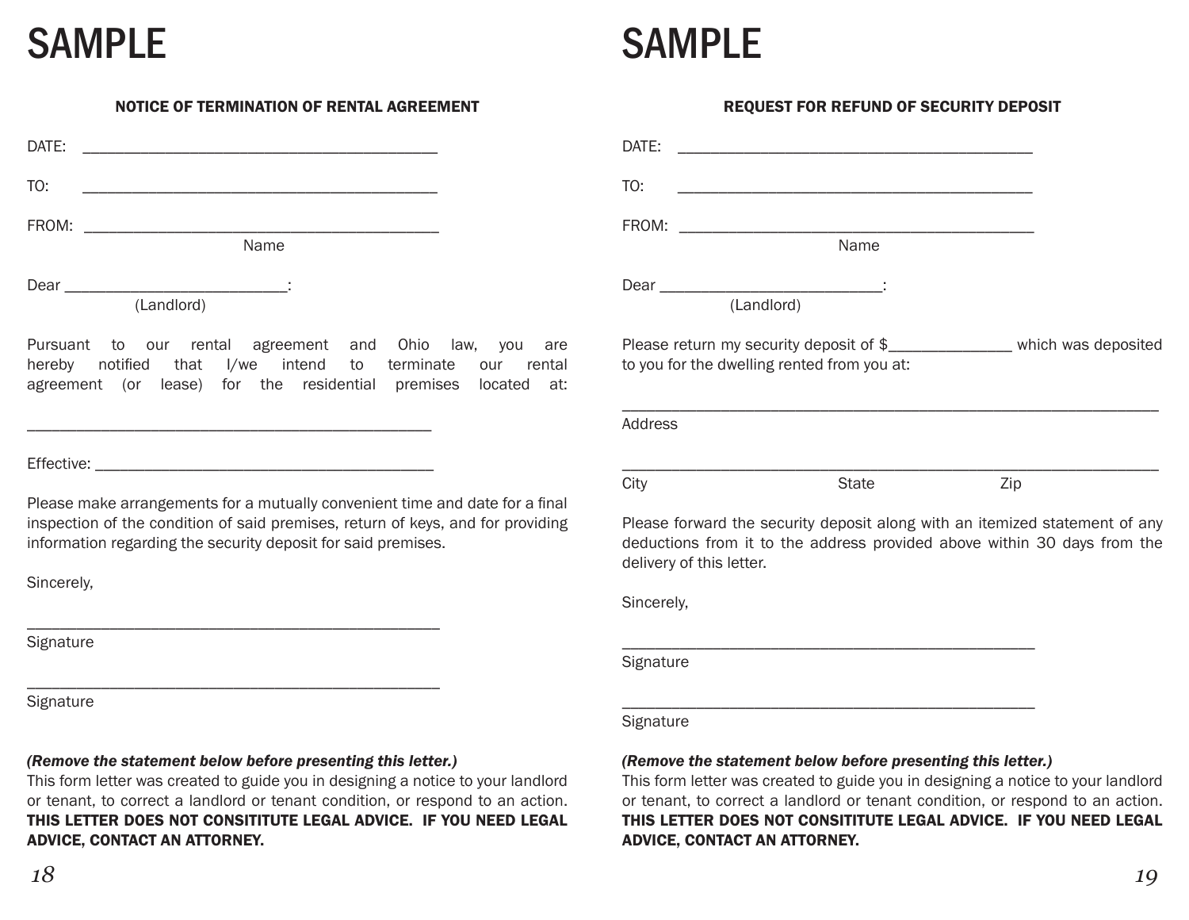# SAMPLE

### NOTICE OF TERMINATION OF RENTAL AGREEMENT

DATE: ___________________________________________

TO: ___________________________________________

FROM: ___________________________________________
Name

Dear __________________________:
(Landlord)

Pursuant to our rental agreement and Ohio law, you are hereby notified that I/we intend to terminate our rental agreement (or lease) for the residential premises located at:

_________________________________________________

Effective: _________________________________________

Please make arrangements for a mutually convenient time and date for a final inspection of the condition of said premises, return of keys, and for providing information regarding the security deposit for said premises.

Sincerely,

_________________________________________________
Signature

_________________________________________________
Signature

***(Remove the statement below before presenting this letter.)***
This form letter was created to guide you in designing a notice to your landlord or tenant, to correct a landlord or tenant condition, or respond to an action. **THIS LETTER DOES NOT CONSITITUTE LEGAL ADVICE. IF YOU NEED LEGAL ADVICE, CONTACT AN ATTORNEY.**

# SAMPLE

### REQUEST FOR REFUND OF SECURITY DEPOSIT

DATE: ___________________________________________

TO: ___________________________________________

FROM: ___________________________________________
Name

Dear __________________________:
(Landlord)

Please return my security deposit of $_______________ which was deposited to you for the dwelling rented from you at:

_________________________________________________________________
Address

_________________________________________________________________
City State Zip

Please forward the security deposit along with an itemized statement of any deductions from it to the address provided above within 30 days from the delivery of this letter.

Sincerely,

_________________________________________________
Signature

_________________________________________________
Signature

***(Remove the statement below before presenting this letter.)***
This form letter was created to guide you in designing a notice to your landlord or tenant, to correct a landlord or tenant condition, or respond to an action. **THIS LETTER DOES NOT CONSITITUTE LEGAL ADVICE. IF YOU NEED LEGAL ADVICE, CONTACT AN ATTORNEY.**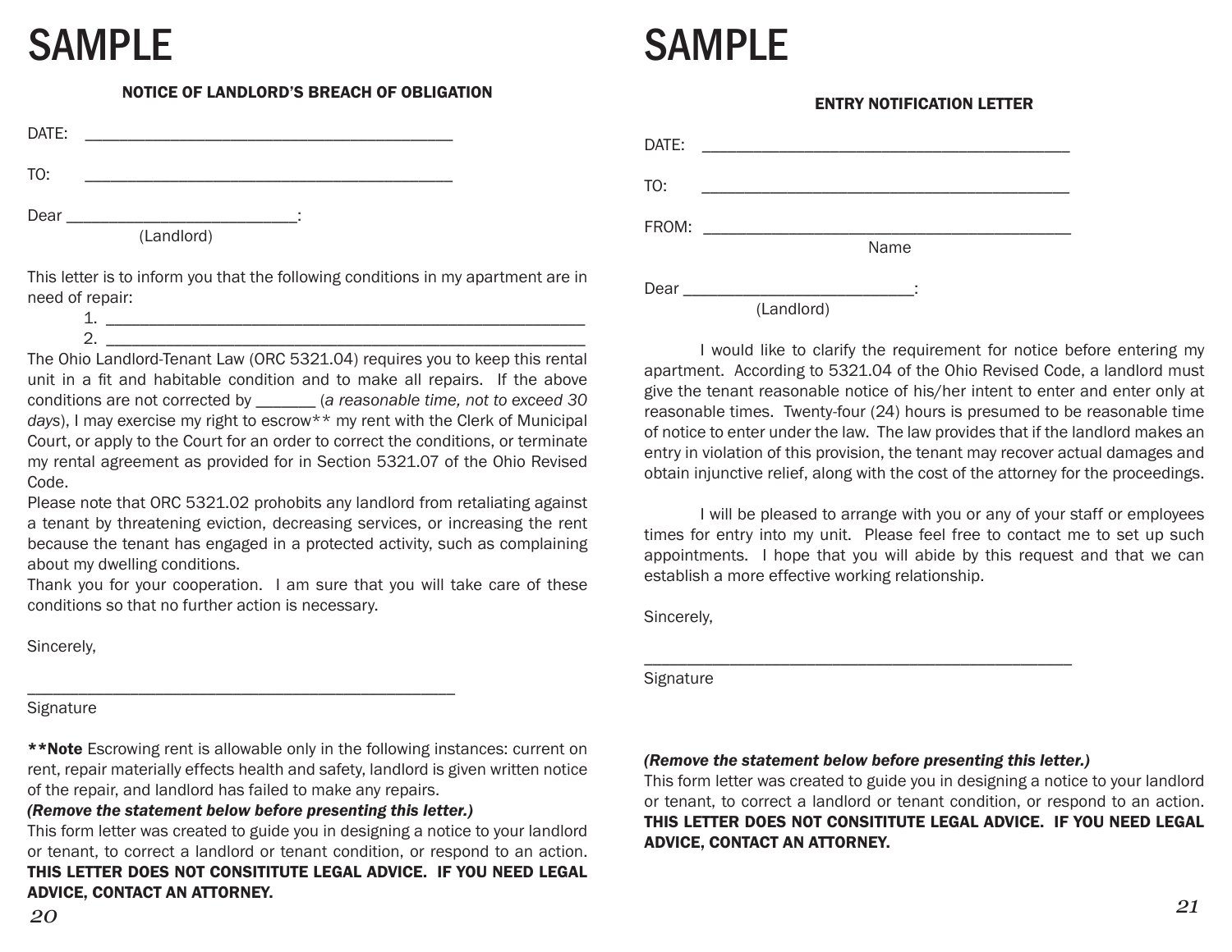# SAMPLE

## NOTICE OF LANDLORD'S BREACH OF OBLIGATION

DATE: ________________________________________

TO: ________________________________________

Dear _________________________:
(Landlord)

This letter is to inform you that the following conditions in my apartment are in need of repair:

1. ____________________________________________________
2. ____________________________________________________

The Ohio Landlord-Tenant Law (ORC 5321.04) requires you to keep this rental unit in a fit and habitable condition and to make all repairs. If the above conditions are not corrected by _______ (*a reasonable time, not to exceed 30 days*), I may exercise my right to escrow** my rent with the Clerk of Municipal Court, or apply to the Court for an order to correct the conditions, or terminate my rental agreement as provided for in Section 5321.07 of the Ohio Revised Code.

Please note that ORC 5321.02 prohibits any landlord from retaliating against a tenant by threatening eviction, decreasing services, or increasing the rent because the tenant has engaged in a protected activity, such as complaining about my dwelling conditions.

Thank you for your cooperation. I am sure that you will take care of these conditions so that no further action is necessary.

Sincerely,

______________________________________________
Signature

****Note** Escrowing rent is allowable only in the following instances: current on rent, repair materially effects health and safety, landlord is given written notice of the repair, and landlord has failed to make any repairs.

***(Remove the statement below before presenting this letter.)***

This form letter was created to guide you in designing a notice to your landlord or tenant, to correct a landlord or tenant condition, or respond to an action. **THIS LETTER DOES NOT CONSITITUTE LEGAL ADVICE. IF YOU NEED LEGAL ADVICE, CONTACT AN ATTORNEY.**

# SAMPLE

## ENTRY NOTIFICATION LETTER

DATE: ________________________________________

TO: ________________________________________

FROM: ________________________________________
Name

Dear _________________________:
(Landlord)

I would like to clarify the requirement for notice before entering my apartment. According to 5321.04 of the Ohio Revised Code, a landlord must give the tenant reasonable notice of his/her intent to enter and enter only at reasonable times. Twenty-four (24) hours is presumed to be reasonable time of notice to enter under the law. The law provides that if the landlord makes an entry in violation of this provision, the tenant may recover actual damages and obtain injunctive relief, along with the cost of the attorney for the proceedings.

I will be pleased to arrange with you or any of your staff or employees times for entry into my unit. Please feel free to contact me to set up such appointments. I hope that you will abide by this request and that we can establish a more effective working relationship.

Sincerely,

______________________________________________
Signature

***(Remove the statement below before presenting this letter.)***

This form letter was created to guide you in designing a notice to your landlord or tenant, to correct a landlord or tenant condition, or respond to an action. **THIS LETTER DOES NOT CONSITITUTE LEGAL ADVICE. IF YOU NEED LEGAL ADVICE, CONTACT AN ATTORNEY.**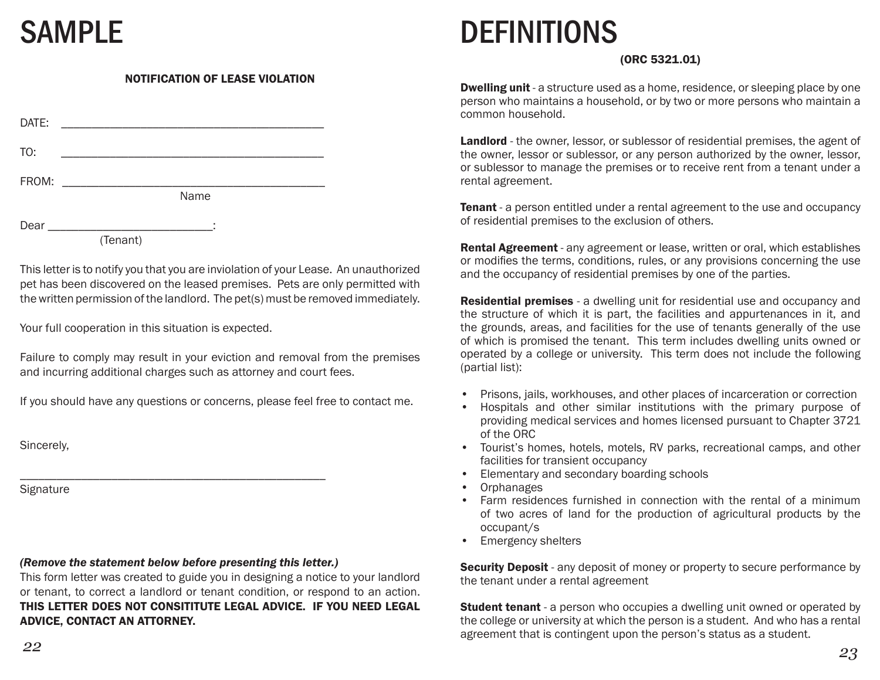# SAMPLE

**NOTIFICATION OF LEASE VIOLATION**

DATE: ________________________________________

TO: ________________________________________

FROM: ________________________________________
Name

Dear __________________________:
(Tenant)

This letter is to notify you that you are inviolation of your Lease. An unauthorized pet has been discovered on the leased premises. Pets are only permitted with the written permission of the landlord. The pet(s) must be removed immediately.

Your full cooperation in this situation is expected.

Failure to comply may result in your eviction and removal from the premises and incurring additional charges such as attorney and court fees.

If you should have any questions or concerns, please feel free to contact me.

Sincerely,

______________________________________________
Signature

***(Remove the statement below before presenting this letter.)***
This form letter was created to guide you in designing a notice to your landlord or tenant, to correct a landlord or tenant condition, or respond to an action. **THIS LETTER DOES NOT CONSITITUTE LEGAL ADVICE. IF YOU NEED LEGAL ADVICE, CONTACT AN ATTORNEY.**

# DEFINITIONS

**(ORC 5321.01)**

**Dwelling unit** - a structure used as a home, residence, or sleeping place by one person who maintains a household, or by two or more persons who maintain a common household.

**Landlord** - the owner, lessor, or sublessor of residential premises, the agent of the owner, lessor or sublessor, or any person authorized by the owner, lessor, or sublessor to manage the premises or to receive rent from a tenant under a rental agreement.

**Tenant** - a person entitled under a rental agreement to the use and occupancy of residential premises to the exclusion of others.

**Rental Agreement** - any agreement or lease, written or oral, which establishes or modifies the terms, conditions, rules, or any provisions concerning the use and the occupancy of residential premises by one of the parties.

**Residential premises** - a dwelling unit for residential use and occupancy and the structure of which it is part, the facilities and appurtenances in it, and the grounds, areas, and facilities for the use of tenants generally of the use of which is promised the tenant. This term includes dwelling units owned or operated by a college or university. This term does not include the following (partial list):

- Prisons, jails, workhouses, and other places of incarceration or correction
- Hospitals and other similar institutions with the primary purpose of providing medical services and homes licensed pursuant to Chapter 3721 of the ORC
- Tourist's homes, hotels, motels, RV parks, recreational camps, and other facilities for transient occupancy
- Elementary and secondary boarding schools
- Orphanages
- Farm residences furnished in connection with the rental of a minimum of two acres of land for the production of agricultural products by the occupant/s
- Emergency shelters

**Security Deposit** - any deposit of money or property to secure performance by the tenant under a rental agreement

**Student tenant** - a person who occupies a dwelling unit owned or operated by the college or university at which the person is a student. And who has a rental agreement that is contingent upon the person's status as a student.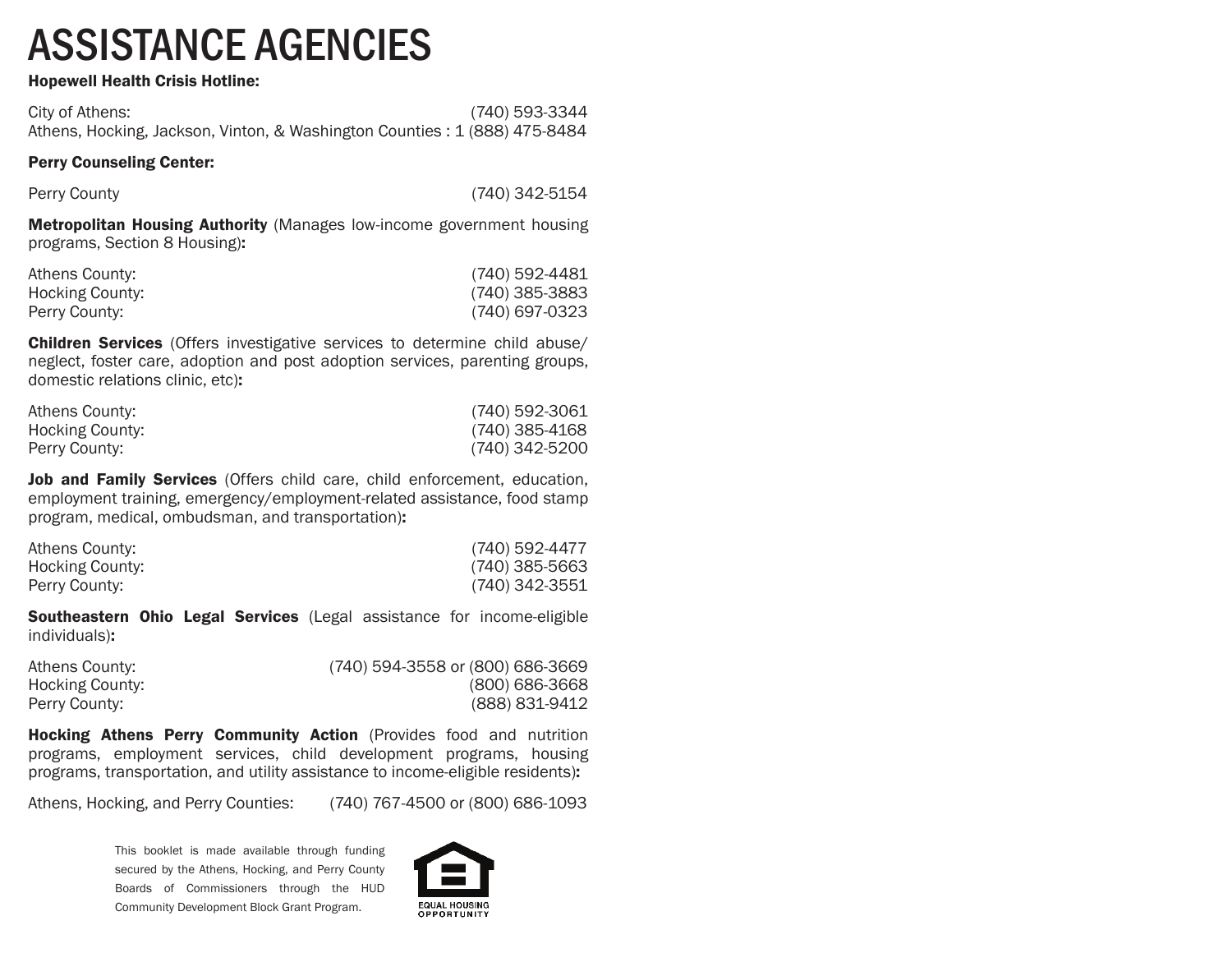# ASSISTANCE AGENCIES

**Hopewell Health Crisis Hotline:**

City of Athens: (740) 593-3344
Athens, Hocking, Jackson, Vinton, & Washington Counties : 1 (888) 475-8484

**Perry Counseling Center:**

Perry County (740) 342-5154

**Metropolitan Housing Authority** (Manages low-income government housing programs, Section 8 Housing)**:**

Athens County: (740) 592-4481
Hocking County: (740) 385-3883
Perry County: (740) 697-0323

**Children Services** (Offers investigative services to determine child abuse/ neglect, foster care, adoption and post adoption services, parenting groups, domestic relations clinic, etc)**:**

Athens County: (740) 592-3061
Hocking County: (740) 385-4168
Perry County: (740) 342-5200

**Job and Family Services** (Offers child care, child enforcement, education, employment training, emergency/employment-related assistance, food stamp program, medical, ombudsman, and transportation)**:**

Athens County: (740) 592-4477
Hocking County: (740) 385-5663
Perry County: (740) 342-3551

**Southeastern Ohio Legal Services** (Legal assistance for income-eligible individuals)**:**

Athens County: (740) 594-3558 or (800) 686-3669
Hocking County: (800) 686-3668
Perry County: (888) 831-9412

**Hocking Athens Perry Community Action** (Provides food and nutrition programs, employment services, child development programs, housing programs, transportation, and utility assistance to income-eligible residents)**:**

Athens, Hocking, and Perry Counties: (740) 767-4500 or (800) 686-1093

This booklet is made available through funding secured by the Athens, Hocking, and Perry County Boards of Commissioners through the HUD Community Development Block Grant Program.

EQUAL HOUSING OPPORTUNITY